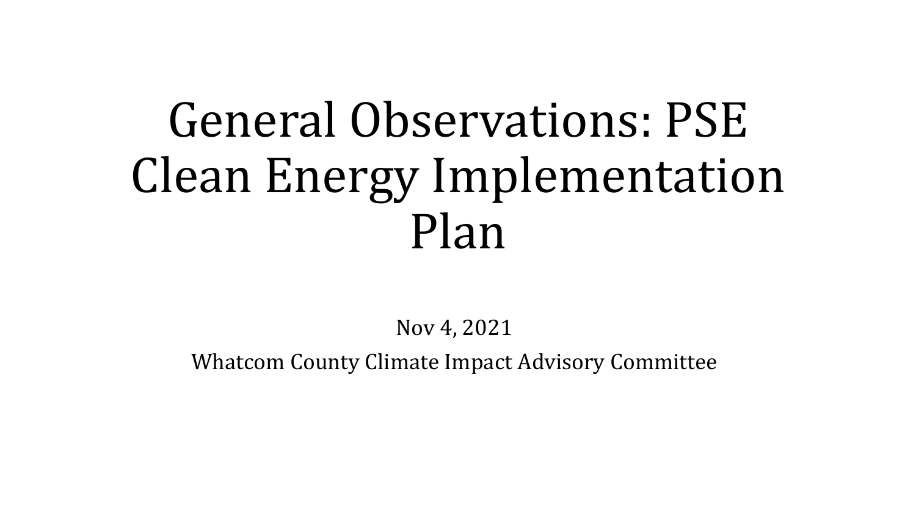# General Observations: PSE Clean Energy Implementation Plan

Nov 4, 2021

Whatcom County Climate Impact Advisory Committee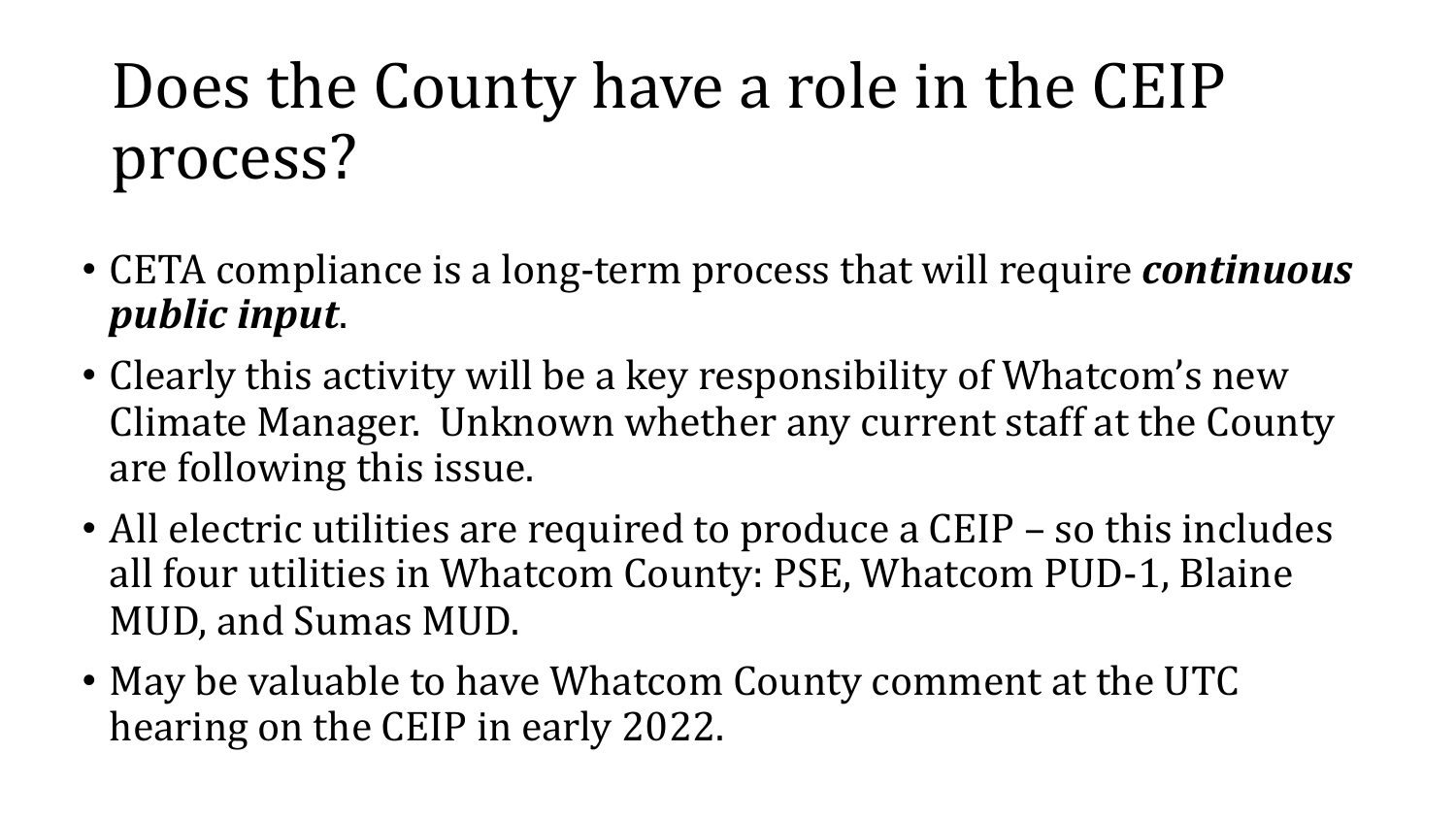# Does the County have a role in the CEIP process?

- CETA compliance is a long-term process that will require ***continuous public input***.
- Clearly this activity will be a key responsibility of Whatcom's new Climate Manager. Unknown whether any current staff at the County are following this issue.
- All electric utilities are required to produce a CEIP – so this includes all four utilities in Whatcom County: PSE, Whatcom PUD-1, Blaine MUD, and Sumas MUD.
- May be valuable to have Whatcom County comment at the UTC hearing on the CEIP in early 2022.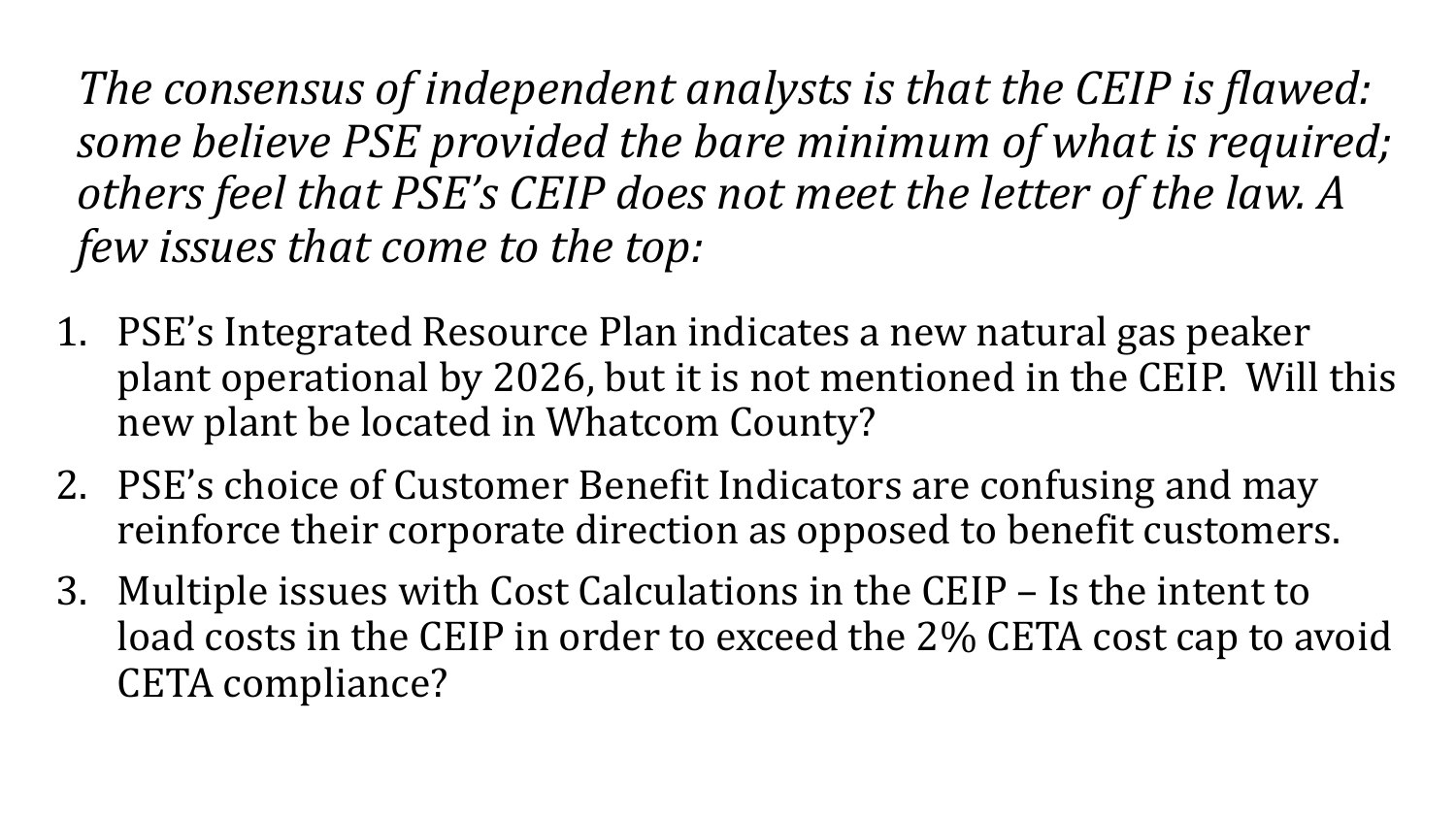*The consensus of independent analysts is that the CEIP is flawed: some believe PSE provided the bare minimum of what is required; others feel that PSE's CEIP does not meet the letter of the law. A few issues that come to the top:*

1. PSE's Integrated Resource Plan indicates a new natural gas peaker plant operational by 2026, but it is not mentioned in the CEIP. Will this new plant be located in Whatcom County?
2. PSE's choice of Customer Benefit Indicators are confusing and may reinforce their corporate direction as opposed to benefit customers.
3. Multiple issues with Cost Calculations in the CEIP – Is the intent to load costs in the CEIP in order to exceed the 2% CETA cost cap to avoid CETA compliance?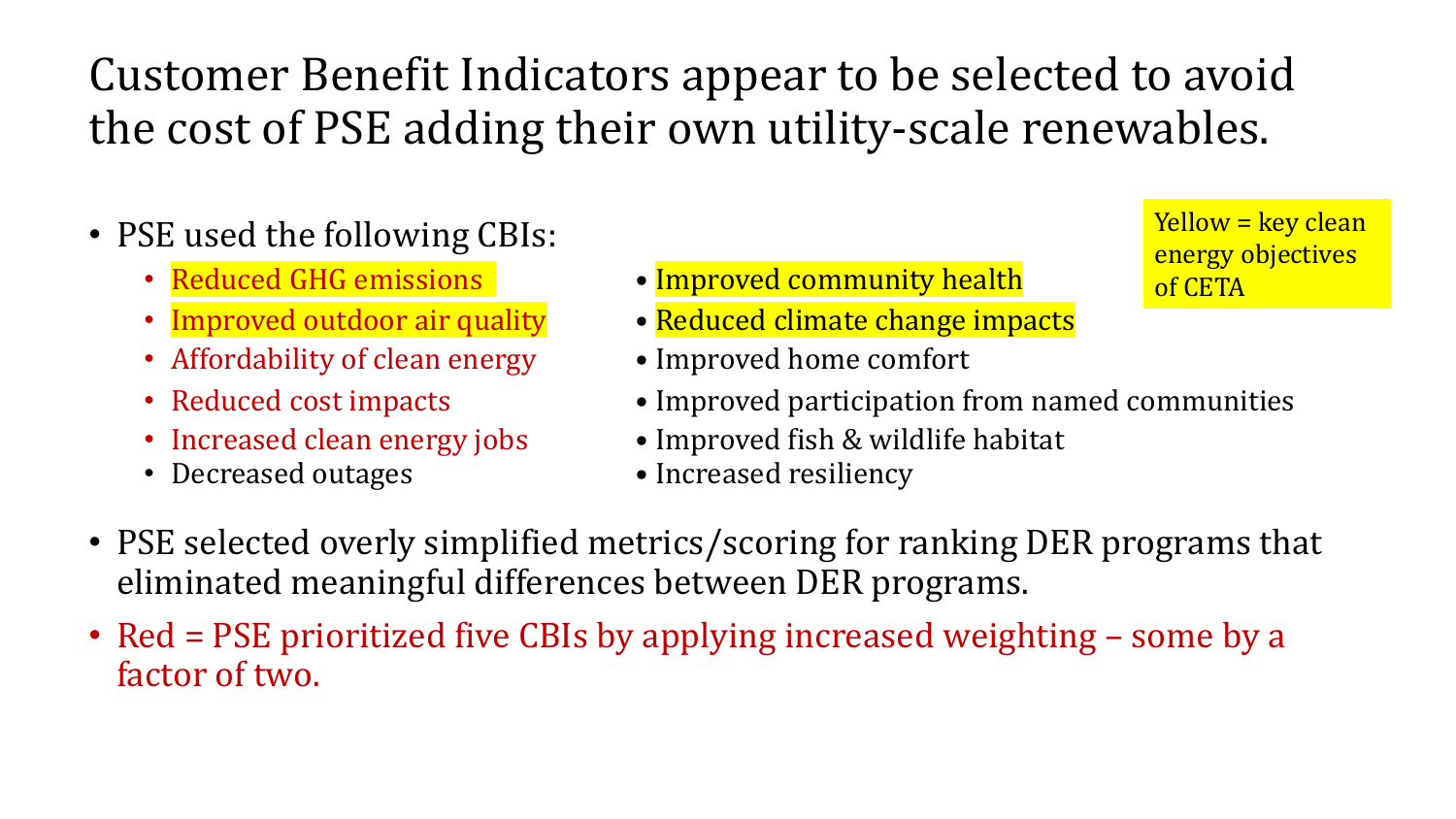# Customer Benefit Indicators appear to be selected to avoid the cost of PSE adding their own utility-scale renewables.

Yellow = key clean energy objectives of CETA

- PSE used the following CBIs:
  - Reduced GHG emissions
  - Improved outdoor air quality
  - Affordability of clean energy
  - Reduced cost impacts
  - Increased clean energy jobs
  - Decreased outages
  - Improved community health
  - Reduced climate change impacts
  - Improved home comfort
  - Improved participation from named communities
  - Improved fish & wildlife habitat
  - Increased resiliency
- PSE selected overly simplified metrics/scoring for ranking DER programs that eliminated meaningful differences between DER programs.
- Red = PSE prioritized five CBIs by applying increased weighting – some by a factor of two.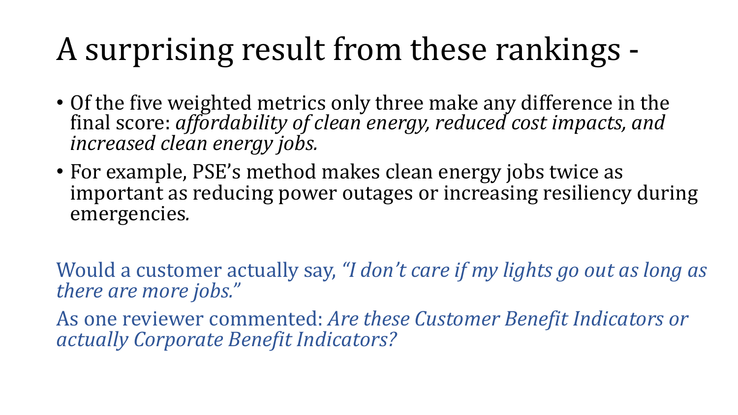# A surprising result from these rankings -

- Of the five weighted metrics only three make any difference in the final score: *affordability of clean energy, reduced cost impacts, and increased clean energy jobs.*
- For example, PSE's method makes clean energy jobs twice as important as reducing power outages or increasing resiliency during emergencies.

Would a customer actually say, *"I don't care if my lights go out as long as there are more jobs."*

As one reviewer commented: *Are these Customer Benefit Indicators or actually Corporate Benefit Indicators?*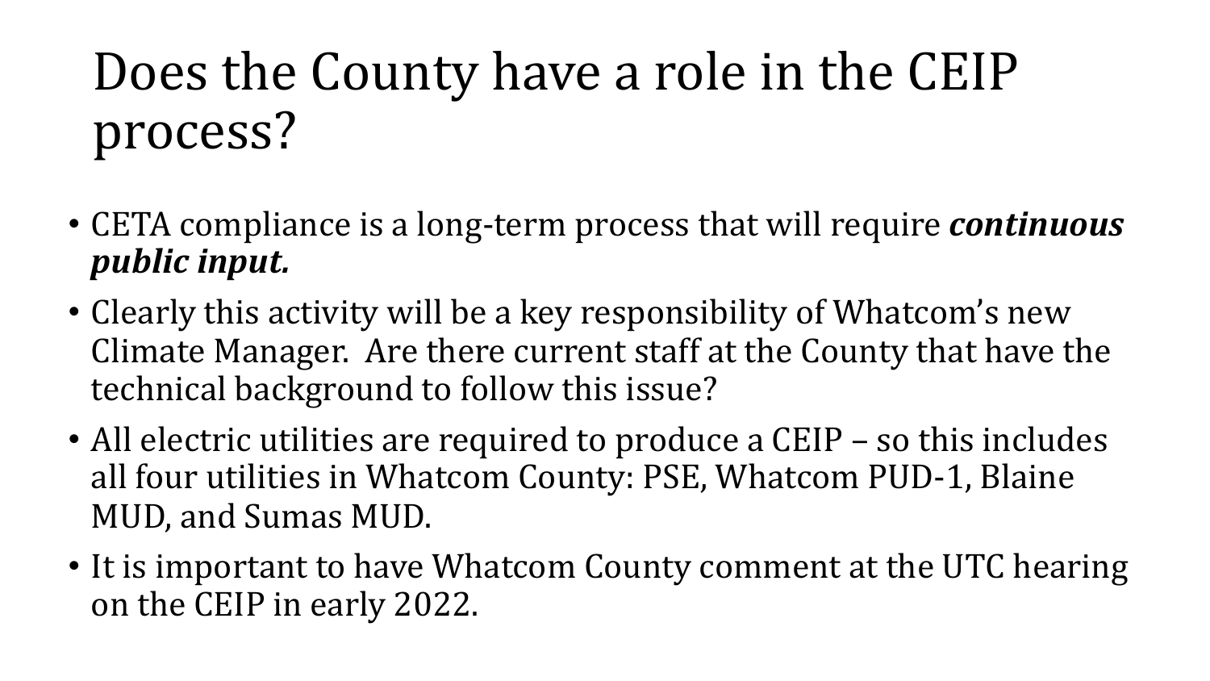# Does the County have a role in the CEIP process?

- CETA compliance is a long-term process that will require ***continuous public input.***
- Clearly this activity will be a key responsibility of Whatcom's new Climate Manager. Are there current staff at the County that have the technical background to follow this issue?
- All electric utilities are required to produce a CEIP – so this includes all four utilities in Whatcom County: PSE, Whatcom PUD-1, Blaine MUD, and Sumas MUD.
- It is important to have Whatcom County comment at the UTC hearing on the CEIP in early 2022.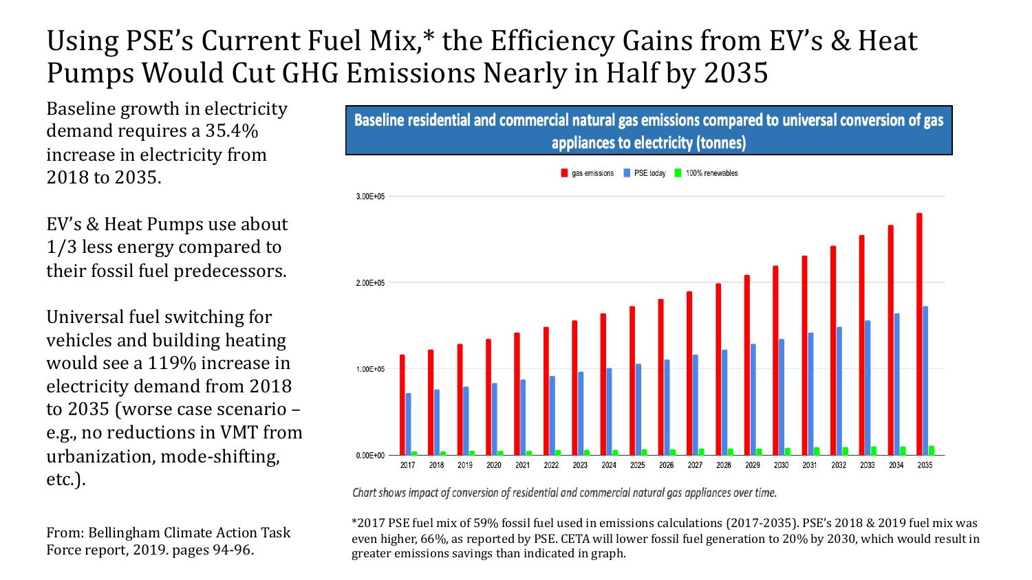# Using PSE's Current Fuel Mix,* the Efficiency Gains from EV's & Heat Pumps Would Cut GHG Emissions Nearly in Half by 2035

Baseline growth in electricity demand requires a 35.4% increase in electricity from 2018 to 2035.

EV's & Heat Pumps use about 1/3 less energy compared to their fossil fuel predecessors.

Universal fuel switching for vehicles and building heating would see a 119% increase in electricity demand from 2018 to 2035 (worse case scenario – e.g., no reductions in VMT from urbanization, mode-shifting, etc.).

From: Bellingham Climate Action Task Force report, 2019. pages 94-96.

**Baseline residential and commercial natural gas emissions compared to universal conversion of gas appliances to electricity (tonnes)**

gas emissions
PSE today
100% renewables

3.00E+05
2.00E+05
1.00E+05
0.00E+00

2017 2018 2019 2020 2021 2022 2023 2024 2025 2026 2027 2028 2029 2030 2031 2032 2033 2034 2035

*Chart shows impact of conversion of residential and commercial natural gas appliances over time.*

*2017 PSE fuel mix of 59% fossil fuel used in emissions calculations (2017-2035). PSE's 2018 & 2019 fuel mix was even higher, 66%, as reported by PSE. CETA will lower fossil fuel generation to 20% by 2030, which would result in greater emissions savings than indicated in graph.